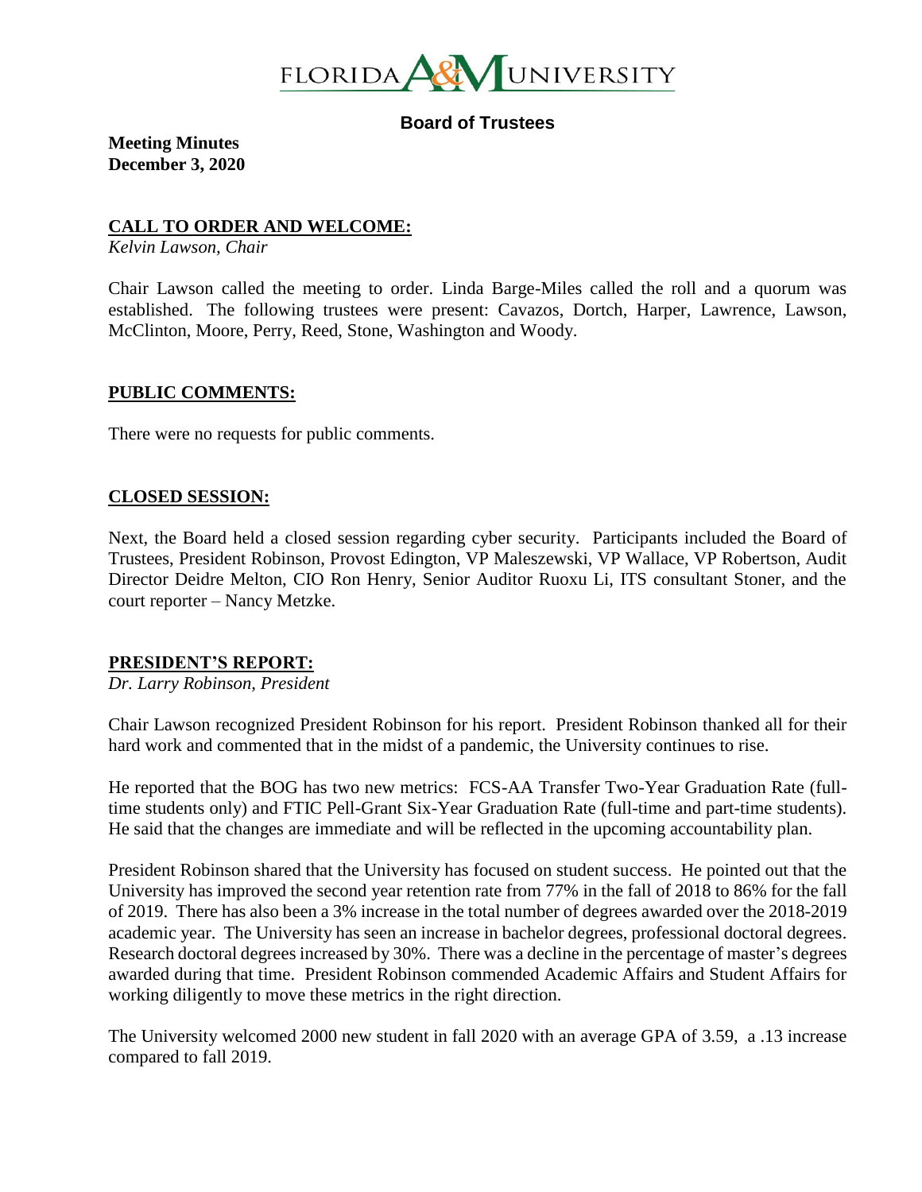FLORIDA A&M UNIVERSITY

**Board of Trustees**

**Meeting Minutes**
**December 3, 2020**

## CALL TO ORDER AND WELCOME:

*Kelvin Lawson, Chair*

Chair Lawson called the meeting to order. Linda Barge-Miles called the roll and a quorum was established. The following trustees were present: Cavazos, Dortch, Harper, Lawrence, Lawson, McClinton, Moore, Perry, Reed, Stone, Washington and Woody.

## PUBLIC COMMENTS:

There were no requests for public comments.

## CLOSED SESSION:

Next, the Board held a closed session regarding cyber security. Participants included the Board of Trustees, President Robinson, Provost Edington, VP Maleszewski, VP Wallace, VP Robertson, Audit Director Deidre Melton, CIO Ron Henry, Senior Auditor Ruoxu Li, ITS consultant Stoner, and the court reporter – Nancy Metzke.

## PRESIDENT'S REPORT:

*Dr. Larry Robinson, President*

Chair Lawson recognized President Robinson for his report. President Robinson thanked all for their hard work and commented that in the midst of a pandemic, the University continues to rise.

He reported that the BOG has two new metrics: FCS-AA Transfer Two-Year Graduation Rate (full-time students only) and FTIC Pell-Grant Six-Year Graduation Rate (full-time and part-time students). He said that the changes are immediate and will be reflected in the upcoming accountability plan.

President Robinson shared that the University has focused on student success. He pointed out that the University has improved the second year retention rate from 77% in the fall of 2018 to 86% for the fall of 2019. There has also been a 3% increase in the total number of degrees awarded over the 2018-2019 academic year. The University has seen an increase in bachelor degrees, professional doctoral degrees. Research doctoral degrees increased by 30%. There was a decline in the percentage of master's degrees awarded during that time. President Robinson commended Academic Affairs and Student Affairs for working diligently to move these metrics in the right direction.

The University welcomed 2000 new student in fall 2020 with an average GPA of 3.59, a .13 increase compared to fall 2019.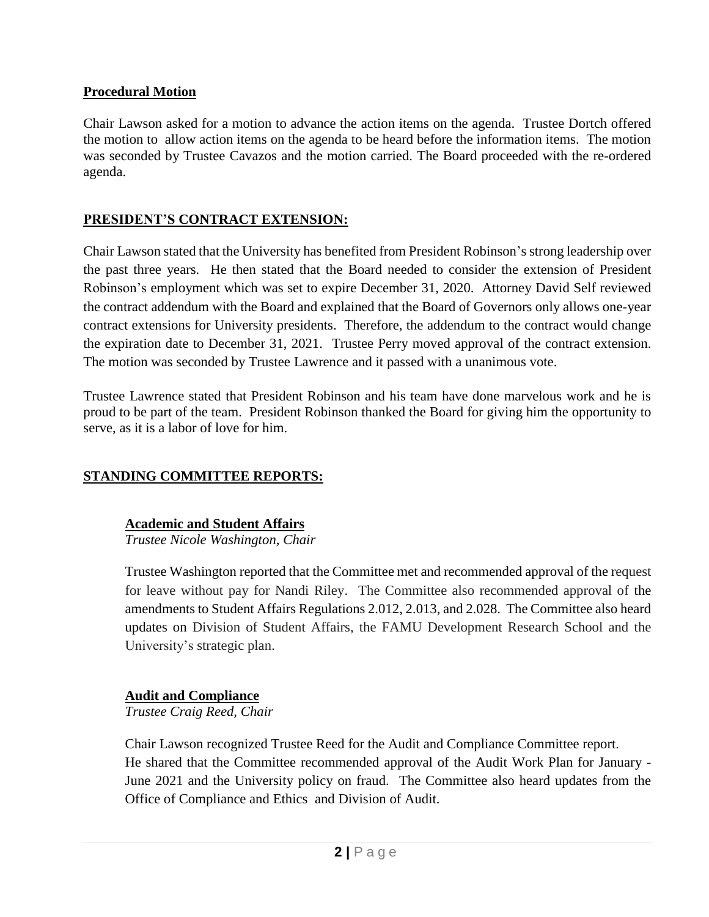**Procedural Motion**

Chair Lawson asked for a motion to advance the action items on the agenda. Trustee Dortch offered the motion to allow action items on the agenda to be heard before the information items. The motion was seconded by Trustee Cavazos and the motion carried. The Board proceeded with the re-ordered agenda.

## **PRESIDENT'S CONTRACT EXTENSION:**

Chair Lawson stated that the University has benefited from President Robinson's strong leadership over the past three years. He then stated that the Board needed to consider the extension of President Robinson's employment which was set to expire December 31, 2020. Attorney David Self reviewed the contract addendum with the Board and explained that the Board of Governors only allows one-year contract extensions for University presidents. Therefore, the addendum to the contract would change the expiration date to December 31, 2021. Trustee Perry moved approval of the contract extension. The motion was seconded by Trustee Lawrence and it passed with a unanimous vote.

Trustee Lawrence stated that President Robinson and his team have done marvelous work and he is proud to be part of the team. President Robinson thanked the Board for giving him the opportunity to serve, as it is a labor of love for him.

## **STANDING COMMITTEE REPORTS:**

### **Academic and Student Affairs**

*Trustee Nicole Washington, Chair*

Trustee Washington reported that the Committee met and recommended approval of the request for leave without pay for Nandi Riley. The Committee also recommended approval of the amendments to Student Affairs Regulations 2.012, 2.013, and 2.028. The Committee also heard updates on Division of Student Affairs, the FAMU Development Research School and the University's strategic plan.

### **Audit and Compliance**

*Trustee Craig Reed, Chair*

Chair Lawson recognized Trustee Reed for the Audit and Compliance Committee report. He shared that the Committee recommended approval of the Audit Work Plan for January - June 2021 and the University policy on fraud. The Committee also heard updates from the Office of Compliance and Ethics and Division of Audit.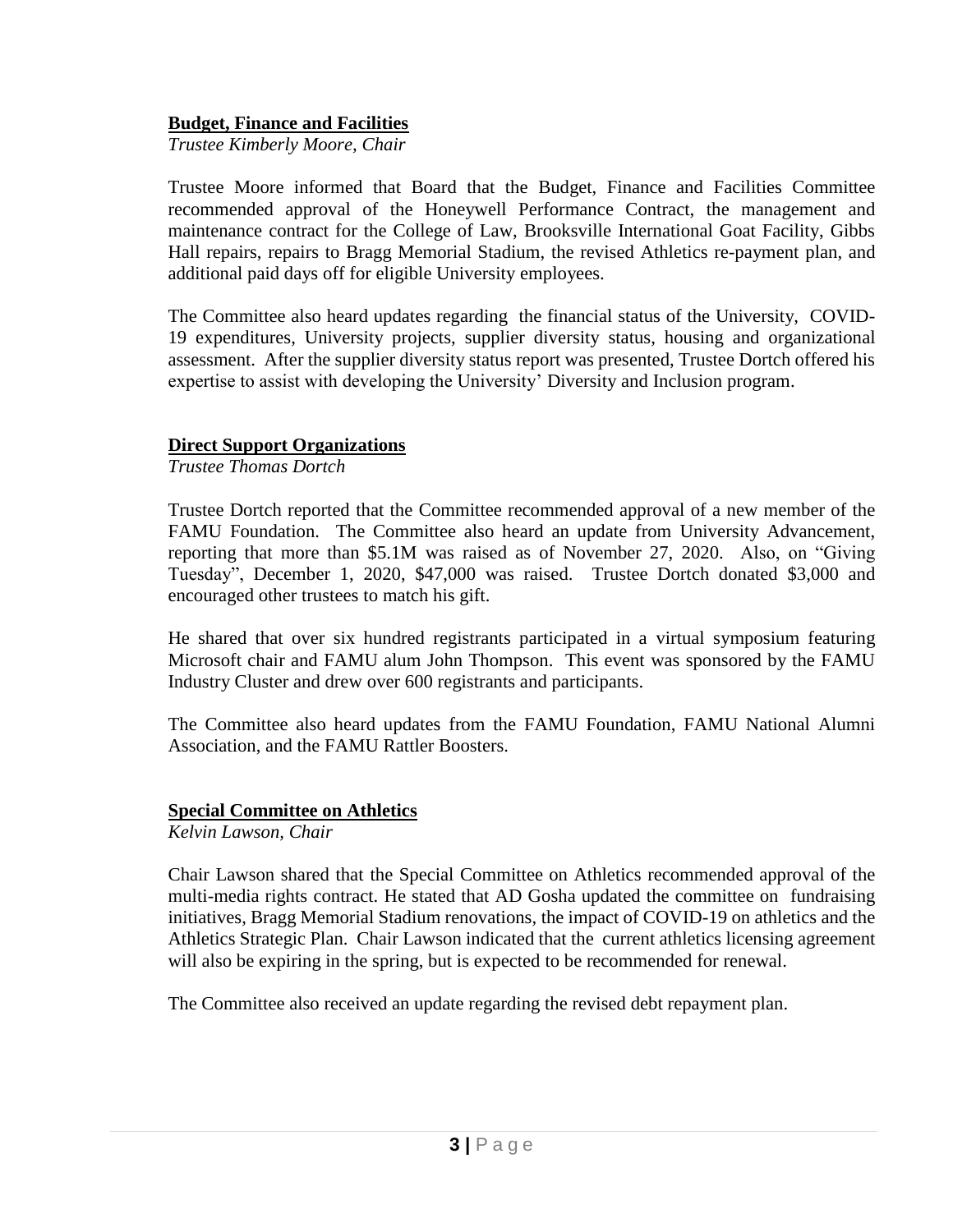**Budget, Finance and Facilities**

*Trustee Kimberly Moore, Chair*

Trustee Moore informed that Board that the Budget, Finance and Facilities Committee recommended approval of the Honeywell Performance Contract, the management and maintenance contract for the College of Law, Brooksville International Goat Facility, Gibbs Hall repairs, repairs to Bragg Memorial Stadium, the revised Athletics re-payment plan, and additional paid days off for eligible University employees.

The Committee also heard updates regarding the financial status of the University, COVID-19 expenditures, University projects, supplier diversity status, housing and organizational assessment. After the supplier diversity status report was presented, Trustee Dortch offered his expertise to assist with developing the University' Diversity and Inclusion program.

**Direct Support Organizations**

*Trustee Thomas Dortch*

Trustee Dortch reported that the Committee recommended approval of a new member of the FAMU Foundation. The Committee also heard an update from University Advancement, reporting that more than $5.1M was raised as of November 27, 2020. Also, on "Giving Tuesday", December 1, 2020, $47,000 was raised. Trustee Dortch donated $3,000 and encouraged other trustees to match his gift.

He shared that over six hundred registrants participated in a virtual symposium featuring Microsoft chair and FAMU alum John Thompson. This event was sponsored by the FAMU Industry Cluster and drew over 600 registrants and participants.

The Committee also heard updates from the FAMU Foundation, FAMU National Alumni Association, and the FAMU Rattler Boosters.

**Special Committee on Athletics**

*Kelvin Lawson, Chair*

Chair Lawson shared that the Special Committee on Athletics recommended approval of the multi-media rights contract. He stated that AD Gosha updated the committee on fundraising initiatives, Bragg Memorial Stadium renovations, the impact of COVID-19 on athletics and the Athletics Strategic Plan. Chair Lawson indicated that the current athletics licensing agreement will also be expiring in the spring, but is expected to be recommended for renewal.

The Committee also received an update regarding the revised debt repayment plan.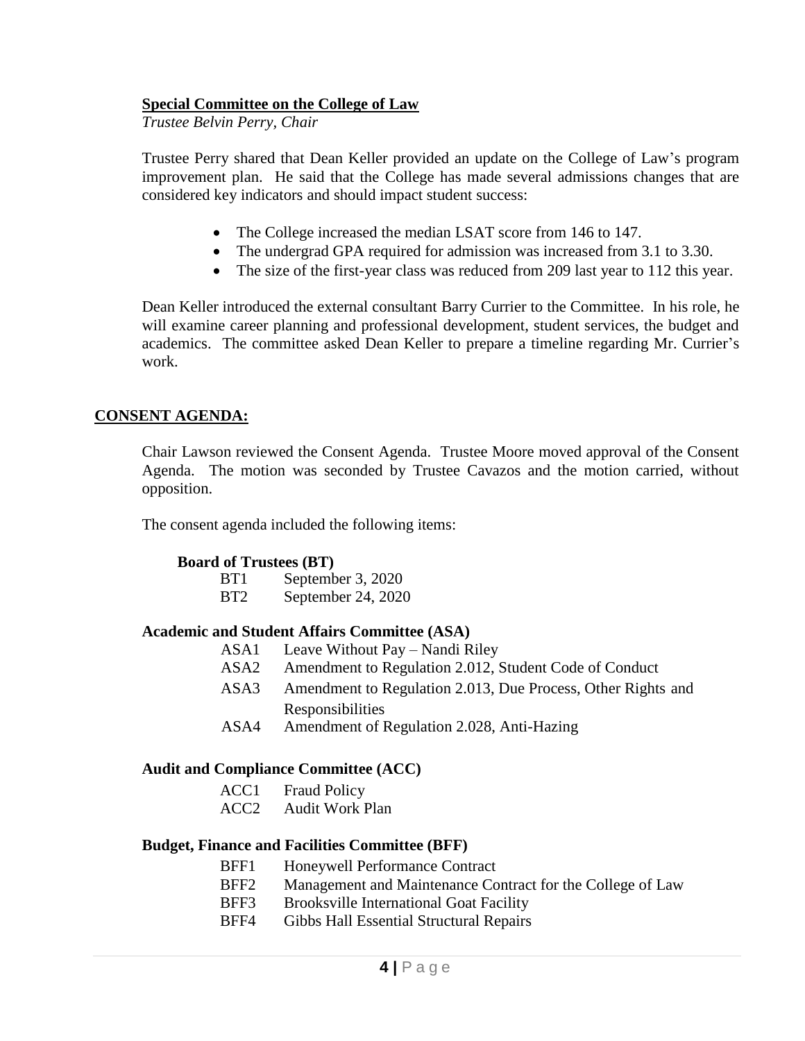**Special Committee on the College of Law**

*Trustee Belvin Perry, Chair*

Trustee Perry shared that Dean Keller provided an update on the College of Law's program improvement plan. He said that the College has made several admissions changes that are considered key indicators and should impact student success:

- The College increased the median LSAT score from 146 to 147.
- The undergrad GPA required for admission was increased from 3.1 to 3.30.
- The size of the first-year class was reduced from 209 last year to 112 this year.

Dean Keller introduced the external consultant Barry Currier to the Committee. In his role, he will examine career planning and professional development, student services, the budget and academics. The committee asked Dean Keller to prepare a timeline regarding Mr. Currier's work.

## CONSENT AGENDA:

Chair Lawson reviewed the Consent Agenda. Trustee Moore moved approval of the Consent Agenda. The motion was seconded by Trustee Cavazos and the motion carried, without opposition.

The consent agenda included the following items:

**Board of Trustees (BT)**

- BT1 September 3, 2020
- BT2 September 24, 2020

**Academic and Student Affairs Committee (ASA)**

- ASA1 Leave Without Pay – Nandi Riley
- ASA2 Amendment to Regulation 2.012, Student Code of Conduct
- ASA3 Amendment to Regulation 2.013, Due Process, Other Rights and Responsibilities
- ASA4 Amendment of Regulation 2.028, Anti-Hazing

**Audit and Compliance Committee (ACC)**

- ACC1 Fraud Policy
- ACC2 Audit Work Plan

**Budget, Finance and Facilities Committee (BFF)**

- BFF1 Honeywell Performance Contract
- BFF2 Management and Maintenance Contract for the College of Law
- BFF3 Brooksville International Goat Facility
- BFF4 Gibbs Hall Essential Structural Repairs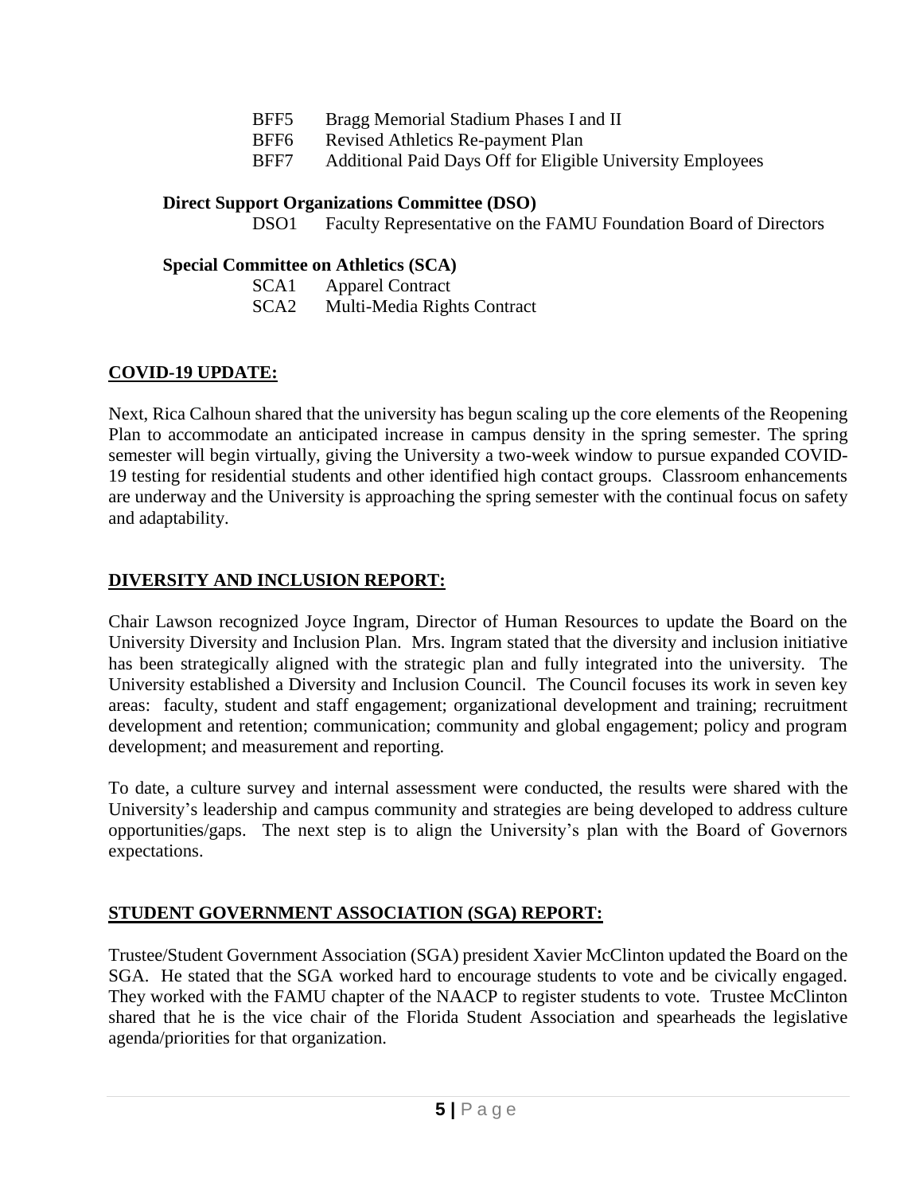- BFF5 Bragg Memorial Stadium Phases I and II
- BFF6 Revised Athletics Re-payment Plan
- BFF7 Additional Paid Days Off for Eligible University Employees

**Direct Support Organizations Committee (DSO)**

- DSO1 Faculty Representative on the FAMU Foundation Board of Directors

**Special Committee on Athletics (SCA)**

- SCA1 Apparel Contract
- SCA2 Multi-Media Rights Contract

## COVID-19 UPDATE:

Next, Rica Calhoun shared that the university has begun scaling up the core elements of the Reopening Plan to accommodate an anticipated increase in campus density in the spring semester. The spring semester will begin virtually, giving the University a two-week window to pursue expanded COVID-19 testing for residential students and other identified high contact groups. Classroom enhancements are underway and the University is approaching the spring semester with the continual focus on safety and adaptability.

## DIVERSITY AND INCLUSION REPORT:

Chair Lawson recognized Joyce Ingram, Director of Human Resources to update the Board on the University Diversity and Inclusion Plan. Mrs. Ingram stated that the diversity and inclusion initiative has been strategically aligned with the strategic plan and fully integrated into the university. The University established a Diversity and Inclusion Council. The Council focuses its work in seven key areas: faculty, student and staff engagement; organizational development and training; recruitment development and retention; communication; community and global engagement; policy and program development; and measurement and reporting.

To date, a culture survey and internal assessment were conducted, the results were shared with the University's leadership and campus community and strategies are being developed to address culture opportunities/gaps. The next step is to align the University's plan with the Board of Governors expectations.

## STUDENT GOVERNMENT ASSOCIATION (SGA) REPORT:

Trustee/Student Government Association (SGA) president Xavier McClinton updated the Board on the SGA. He stated that the SGA worked hard to encourage students to vote and be civically engaged. They worked with the FAMU chapter of the NAACP to register students to vote. Trustee McClinton shared that he is the vice chair of the Florida Student Association and spearheads the legislative agenda/priorities for that organization.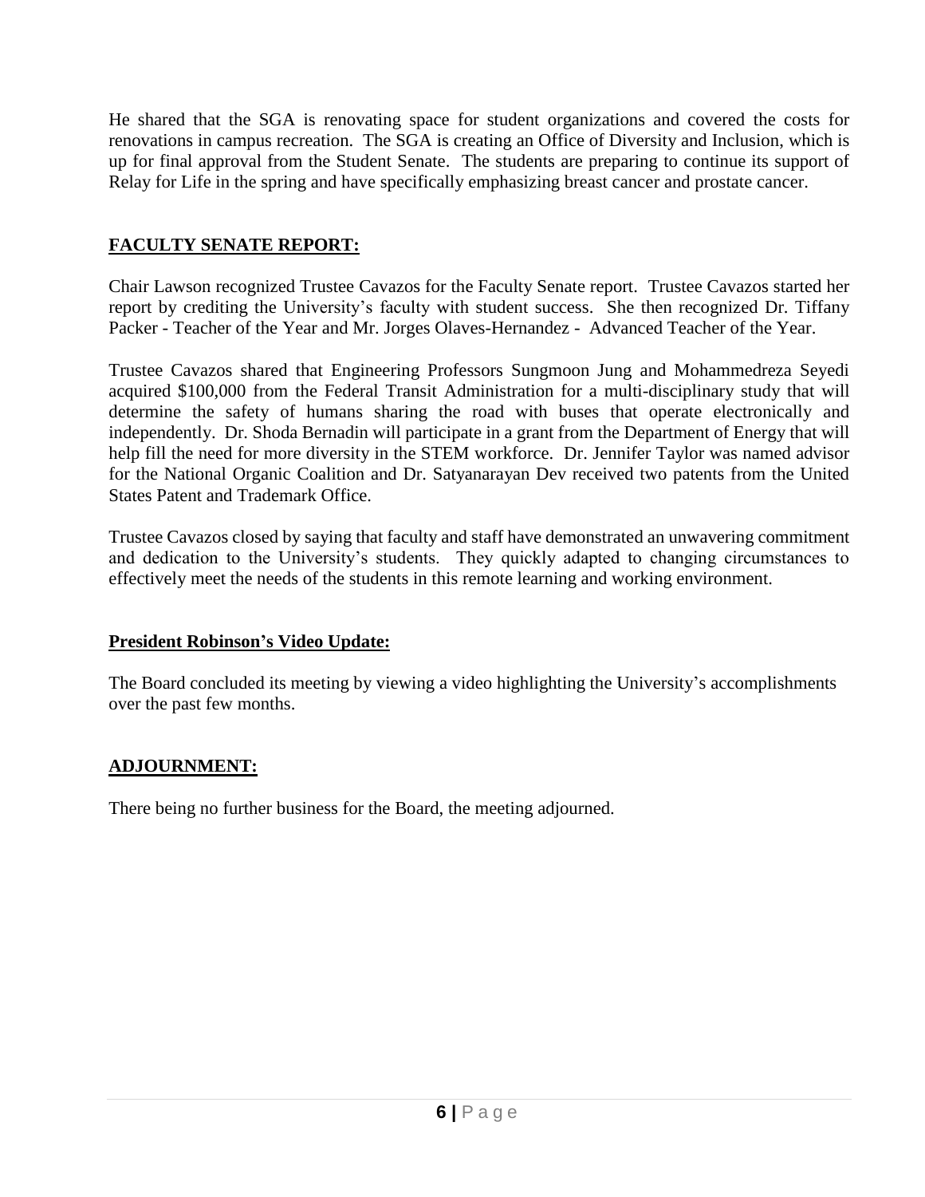He shared that the SGA is renovating space for student organizations and covered the costs for renovations in campus recreation. The SGA is creating an Office of Diversity and Inclusion, which is up for final approval from the Student Senate. The students are preparing to continue its support of Relay for Life in the spring and have specifically emphasizing breast cancer and prostate cancer.

## FACULTY SENATE REPORT:

Chair Lawson recognized Trustee Cavazos for the Faculty Senate report. Trustee Cavazos started her report by crediting the University's faculty with student success. She then recognized Dr. Tiffany Packer - Teacher of the Year and Mr. Jorges Olaves-Hernandez - Advanced Teacher of the Year.

Trustee Cavazos shared that Engineering Professors Sungmoon Jung and Mohammedreza Seyedi acquired $100,000 from the Federal Transit Administration for a multi-disciplinary study that will determine the safety of humans sharing the road with buses that operate electronically and independently. Dr. Shoda Bernadin will participate in a grant from the Department of Energy that will help fill the need for more diversity in the STEM workforce. Dr. Jennifer Taylor was named advisor for the National Organic Coalition and Dr. Satyanarayan Dev received two patents from the United States Patent and Trademark Office.

Trustee Cavazos closed by saying that faculty and staff have demonstrated an unwavering commitment and dedication to the University's students. They quickly adapted to changing circumstances to effectively meet the needs of the students in this remote learning and working environment.

## President Robinson's Video Update:

The Board concluded its meeting by viewing a video highlighting the University's accomplishments over the past few months.

## ADJOURNMENT:

There being no further business for the Board, the meeting adjourned.